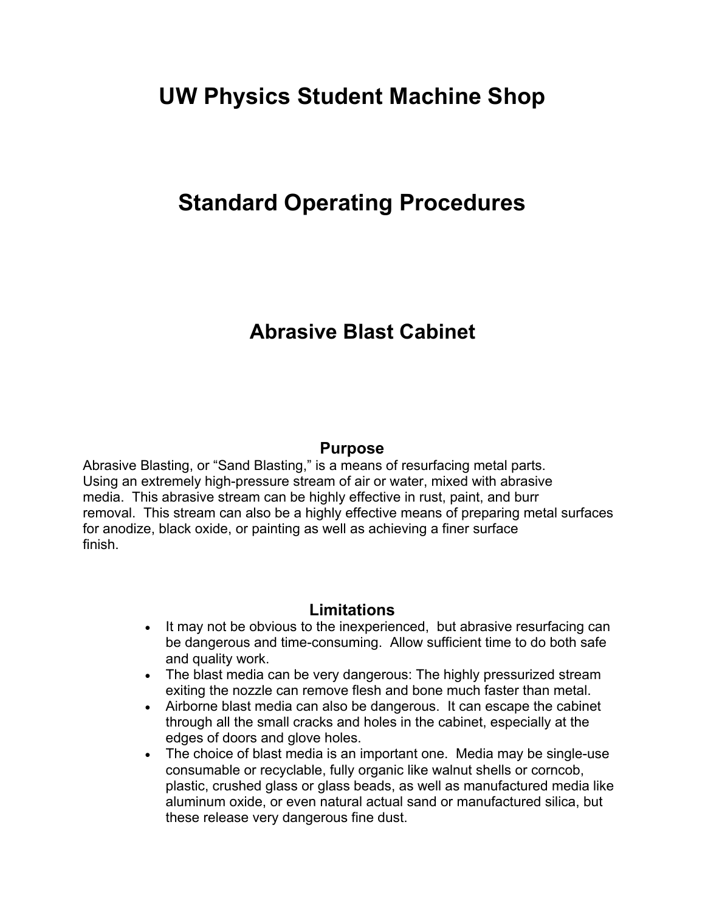# UW Physics Student Machine Shop

# Standard Operating Procedures

## Abrasive Blast Cabinet

### Purpose

Abrasive Blasting, or "Sand Blasting," is a means of resurfacing metal parts. Using an extremely high-pressure stream of air or water, mixed with abrasive media. This abrasive stream can be highly effective in rust, paint, and burr removal. This stream can also be a highly effective means of preparing metal surfaces for anodize, black oxide, or painting as well as achieving a finer surface finish.

### Limitations

- It may not be obvious to the inexperienced, but abrasive resurfacing can be dangerous and time-consuming. Allow sufficient time to do both safe and quality work.
- The blast media can be very dangerous: The highly pressurized stream exiting the nozzle can remove flesh and bone much faster than metal.
- Airborne blast media can also be dangerous. It can escape the cabinet through all the small cracks and holes in the cabinet, especially at the edges of doors and glove holes.
- The choice of blast media is an important one. Media may be single-use consumable or recyclable, fully organic like walnut shells or corncob, plastic, crushed glass or glass beads, as well as manufactured media like aluminum oxide, or even natural actual sand or manufactured silica, but these release very dangerous fine dust.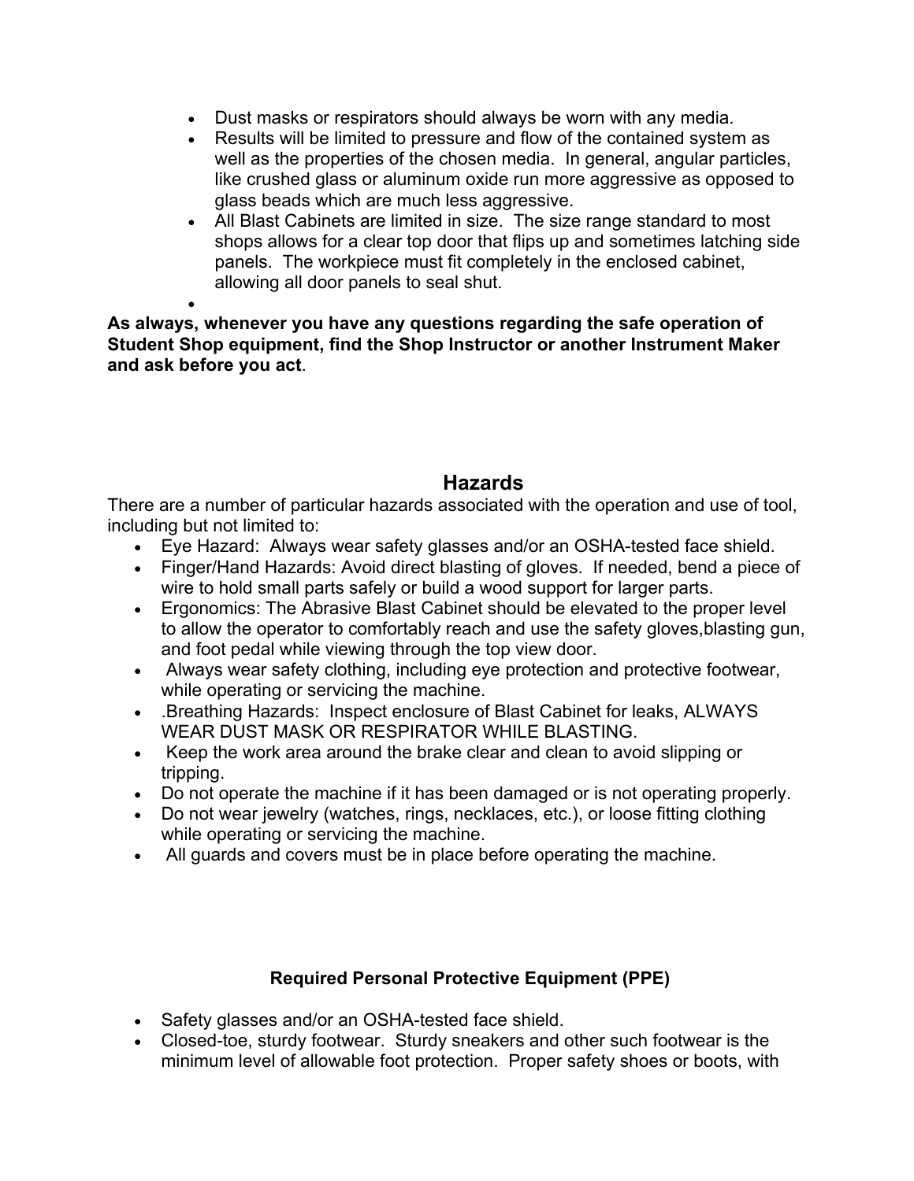- Dust masks or respirators should always be worn with any media.
- Results will be limited to pressure and flow of the contained system as well as the properties of the chosen media. In general, angular particles, like crushed glass or aluminum oxide run more aggressive as opposed to glass beads which are much less aggressive.
- All Blast Cabinets are limited in size. The size range standard to most shops allows for a clear top door that flips up and sometimes latching side panels. The workpiece must fit completely in the enclosed cabinet, allowing all door panels to seal shut.
- 

**As always, whenever you have any questions regarding the safe operation of Student Shop equipment, find the Shop Instructor or another Instrument Maker and ask before you act**.

## Hazards

There are a number of particular hazards associated with the operation and use of tool, including but not limited to:

- Eye Hazard: Always wear safety glasses and/or an OSHA-tested face shield.
- Finger/Hand Hazards: Avoid direct blasting of gloves. If needed, bend a piece of wire to hold small parts safely or build a wood support for larger parts.
- Ergonomics: The Abrasive Blast Cabinet should be elevated to the proper level to allow the operator to comfortably reach and use the safety gloves,blasting gun, and foot pedal while viewing through the top view door.
- Always wear safety clothing, including eye protection and protective footwear, while operating or servicing the machine.
- .Breathing Hazards: Inspect enclosure of Blast Cabinet for leaks, ALWAYS WEAR DUST MASK OR RESPIRATOR WHILE BLASTING.
- Keep the work area around the brake clear and clean to avoid slipping or tripping.
- Do not operate the machine if it has been damaged or is not operating properly.
- Do not wear jewelry (watches, rings, necklaces, etc.), or loose fitting clothing while operating or servicing the machine.
- All guards and covers must be in place before operating the machine.

### Required Personal Protective Equipment (PPE)

- Safety glasses and/or an OSHA-tested face shield.
- Closed-toe, sturdy footwear. Sturdy sneakers and other such footwear is the minimum level of allowable foot protection. Proper safety shoes or boots, with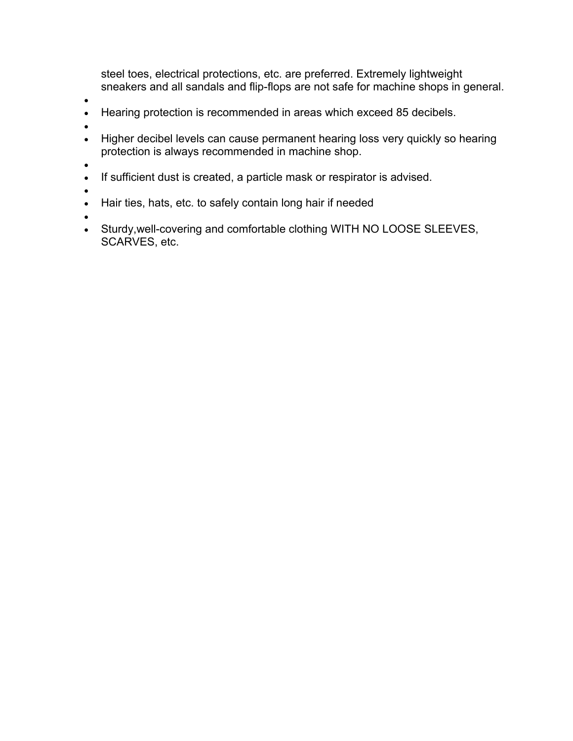steel toes, electrical protections, etc. are preferred. Extremely lightweight sneakers and all sandals and flip-flops are not safe for machine shops in general.

- 
- Hearing protection is recommended in areas which exceed 85 decibels.
- 
- Higher decibel levels can cause permanent hearing loss very quickly so hearing protection is always recommended in machine shop.
- 
- If sufficient dust is created, a particle mask or respirator is advised.
- 
- Hair ties, hats, etc. to safely contain long hair if needed
- 
- Sturdy,well-covering and comfortable clothing WITH NO LOOSE SLEEVES, SCARVES, etc.